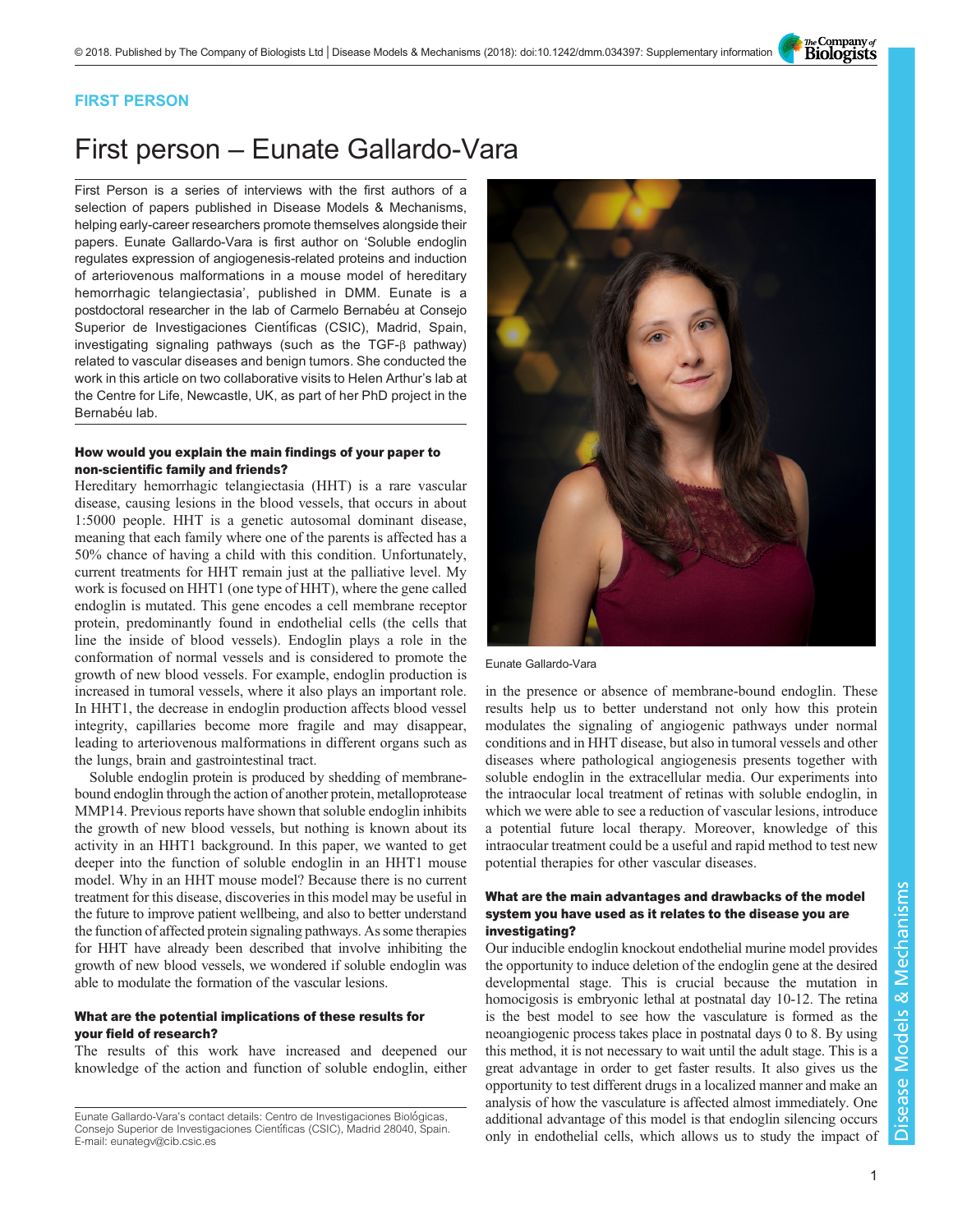FIRST PERSON

# First person – Eunate Gallardo-Vara

First Person is a series of interviews with the first authors of a selection of papers published in Disease Models & Mechanisms, helping early-career researchers promote themselves alongside their papers. Eunate Gallardo-Vara is first author on 'Soluble endoglin regulates expression of angiogenesis-related proteins and induction of arteriovenous malformations in a mouse model of hereditary hemorrhagic telangiectasia', published in DMM. Eunate is a postdoctoral researcher in the lab of Carmelo Bernabéu at Consejo Superior de Investigaciones Científicas (CSIC), Madrid, Spain, investigating signaling pathways (such as the TGF-β pathway) related to vascular diseases and benign tumors. She conducted the work in this article on two collaborative visits to Helen Arthur's lab at the Centre for Life, Newcastle, UK, as part of her PhD project in the Bernabéu lab.

Eunate Gallardo-Vara

### How would you explain the main findings of your paper to non-scientific family and friends?

Hereditary hemorrhagic telangiectasia (HHT) is a rare vascular disease, causing lesions in the blood vessels, that occurs in about 1:5000 people. HHT is a genetic autosomal dominant disease, meaning that each family where one of the parents is affected has a 50% chance of having a child with this condition. Unfortunately, current treatments for HHT remain just at the palliative level. My work is focused on HHT1 (one type of HHT), where the gene called endoglin is mutated. This gene encodes a cell membrane receptor protein, predominantly found in endothelial cells (the cells that line the inside of blood vessels). Endoglin plays a role in the conformation of normal vessels and is considered to promote the growth of new blood vessels. For example, endoglin production is increased in tumoral vessels, where it also plays an important role. In HHT1, the decrease in endoglin production affects blood vessel integrity, capillaries become more fragile and may disappear, leading to arteriovenous malformations in different organs such as the lungs, brain and gastrointestinal tract.

Soluble endoglin protein is produced by shedding of membrane-bound endoglin through the action of another protein, metalloprotease MMP14. Previous reports have shown that soluble endoglin inhibits the growth of new blood vessels, but nothing is known about its activity in an HHT1 background. In this paper, we wanted to get deeper into the function of soluble endoglin in an HHT1 mouse model. Why in an HHT mouse model? Because there is no current treatment for this disease, discoveries in this model may be useful in the future to improve patient wellbeing, and also to better understand the function of affected protein signaling pathways. As some therapies for HHT have already been described that involve inhibiting the growth of new blood vessels, we wondered if soluble endoglin was able to modulate the formation of the vascular lesions.

### What are the potential implications of these results for your field of research?

The results of this work have increased and deepened our knowledge of the action and function of soluble endoglin, either in the presence or absence of membrane-bound endoglin. These results help us to better understand not only how this protein modulates the signaling of angiogenic pathways under normal conditions and in HHT disease, but also in tumoral vessels and other diseases where pathological angiogenesis presents together with soluble endoglin in the extracellular media. Our experiments into the intraocular local treatment of retinas with soluble endoglin, in which we were able to see a reduction of vascular lesions, introduce a potential future local therapy. Moreover, knowledge of this intraocular treatment could be a useful and rapid method to test new potential therapies for other vascular diseases.

### What are the main advantages and drawbacks of the model system you have used as it relates to the disease you are investigating?

Our inducible endoglin knockout endothelial murine model provides the opportunity to induce deletion of the endoglin gene at the desired developmental stage. This is crucial because the mutation in homocigosis is embryonic lethal at postnatal day 10-12. The retina is the best model to see how the vasculature is formed as the neoangiogenic process takes place in postnatal days 0 to 8. By using this method, it is not necessary to wait until the adult stage. This is a great advantage in order to get faster results. It also gives us the opportunity to test different drugs in a localized manner and make an analysis of how the vasculature is affected almost immediately. One additional advantage of this model is that endoglin silencing occurs only in endothelial cells, which allows us to study the impact of

Eunate Gallardo-Vara's contact details: Centro de Investigaciones Biológicas, Consejo Superior de Investigaciones Científicas (CSIC), Madrid 28040, Spain.
E-mail: eunategv@cib.csic.es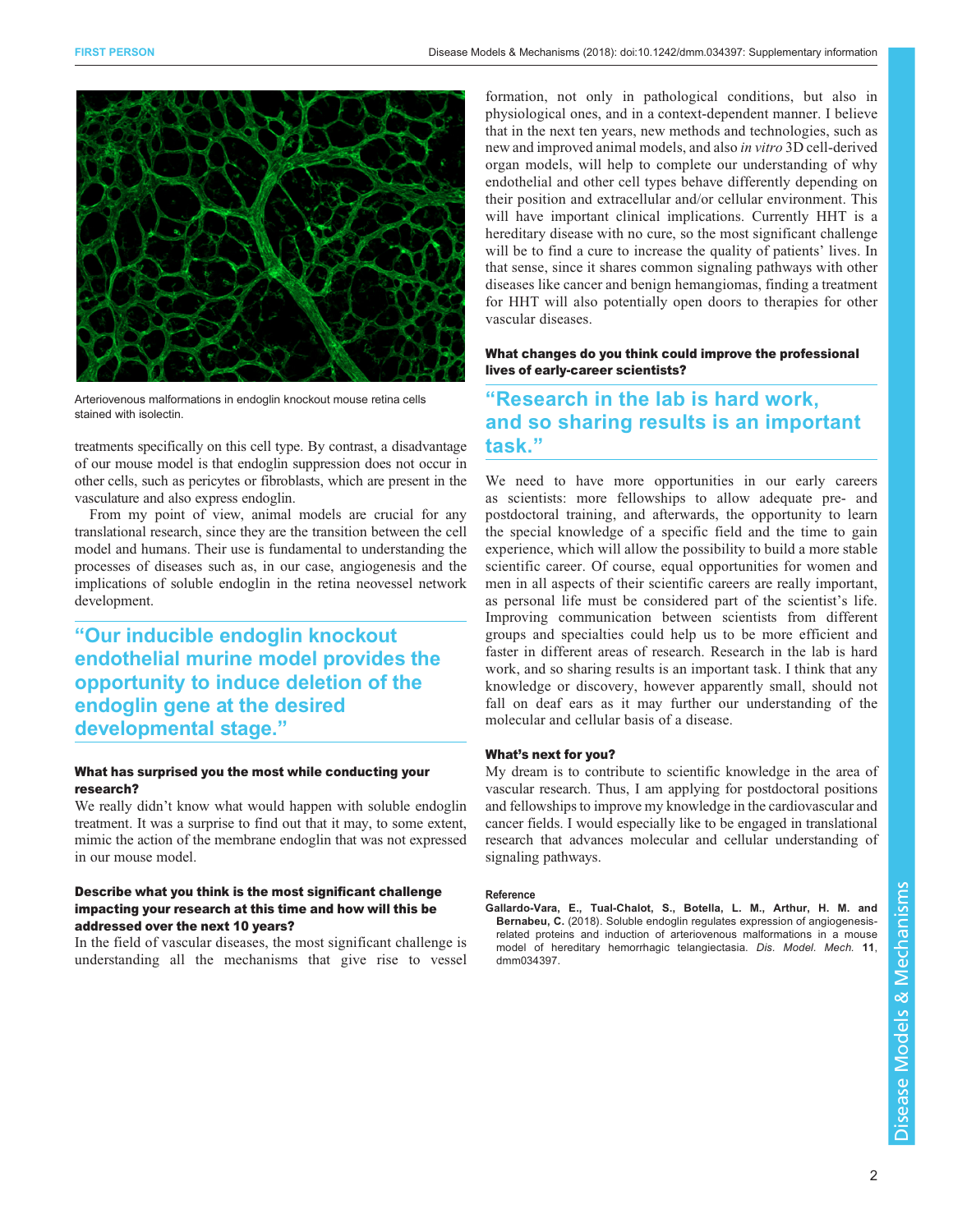Arteriovenous malformations in endoglin knockout mouse retina cells stained with isolectin.

treatments specifically on this cell type. By contrast, a disadvantage of our mouse model is that endoglin suppression does not occur in other cells, such as pericytes or fibroblasts, which are present in the vasculature and also express endoglin.

From my point of view, animal models are crucial for any translational research, since they are the transition between the cell model and humans. Their use is fundamental to understanding the processes of diseases such as, in our case, angiogenesis and the implications of soluble endoglin in the retina neovessel network development.

> **"Our inducible endoglin knockout endothelial murine model provides the opportunity to induce deletion of the endoglin gene at the desired developmental stage."**

### What has surprised you the most while conducting your research?

We really didn't know what would happen with soluble endoglin treatment. It was a surprise to find out that it may, to some extent, mimic the action of the membrane endoglin that was not expressed in our mouse model.

### Describe what you think is the most significant challenge impacting your research at this time and how will this be addressed over the next 10 years?

In the field of vascular diseases, the most significant challenge is understanding all the mechanisms that give rise to vessel formation, not only in pathological conditions, but also in physiological ones, and in a context-dependent manner. I believe that in the next ten years, new methods and technologies, such as new and improved animal models, and also *in vitro* 3D cell-derived organ models, will help to complete our understanding of why endothelial and other cell types behave differently depending on their position and extracellular and/or cellular environment. This will have important clinical implications. Currently HHT is a hereditary disease with no cure, so the most significant challenge will be to find a cure to increase the quality of patients' lives. In that sense, since it shares common signaling pathways with other diseases like cancer and benign hemangiomas, finding a treatment for HHT will also potentially open doors to therapies for other vascular diseases.

### What changes do you think could improve the professional lives of early-career scientists?

> **"Research in the lab is hard work, and so sharing results is an important task."**

We need to have more opportunities in our early careers as scientists: more fellowships to allow adequate pre- and postdoctoral training, and afterwards, the opportunity to learn the special knowledge of a specific field and the time to gain experience, which will allow the possibility to build a more stable scientific career. Of course, equal opportunities for women and men in all aspects of their scientific careers are really important, as personal life must be considered part of the scientist's life. Improving communication between scientists from different groups and specialties could help us to be more efficient and faster in different areas of research. Research in the lab is hard work, and so sharing results is an important task. I think that any knowledge or discovery, however apparently small, should not fall on deaf ears as it may further our understanding of the molecular and cellular basis of a disease.

### What's next for you?

My dream is to contribute to scientific knowledge in the area of vascular research. Thus, I am applying for postdoctoral positions and fellowships to improve my knowledge in the cardiovascular and cancer fields. I would especially like to be engaged in translational research that advances molecular and cellular understanding of signaling pathways.

#### Reference

**Gallardo-Vara, E., Tual-Chalot, S., Botella, L. M., Arthur, H. M. and Bernabeu, C.** (2018). Soluble endoglin regulates expression of angiogenesis-related proteins and induction of arteriovenous malformations in a mouse model of hereditary hemorrhagic telangiectasia. *Dis. Model. Mech.* **11**, dmm034397.